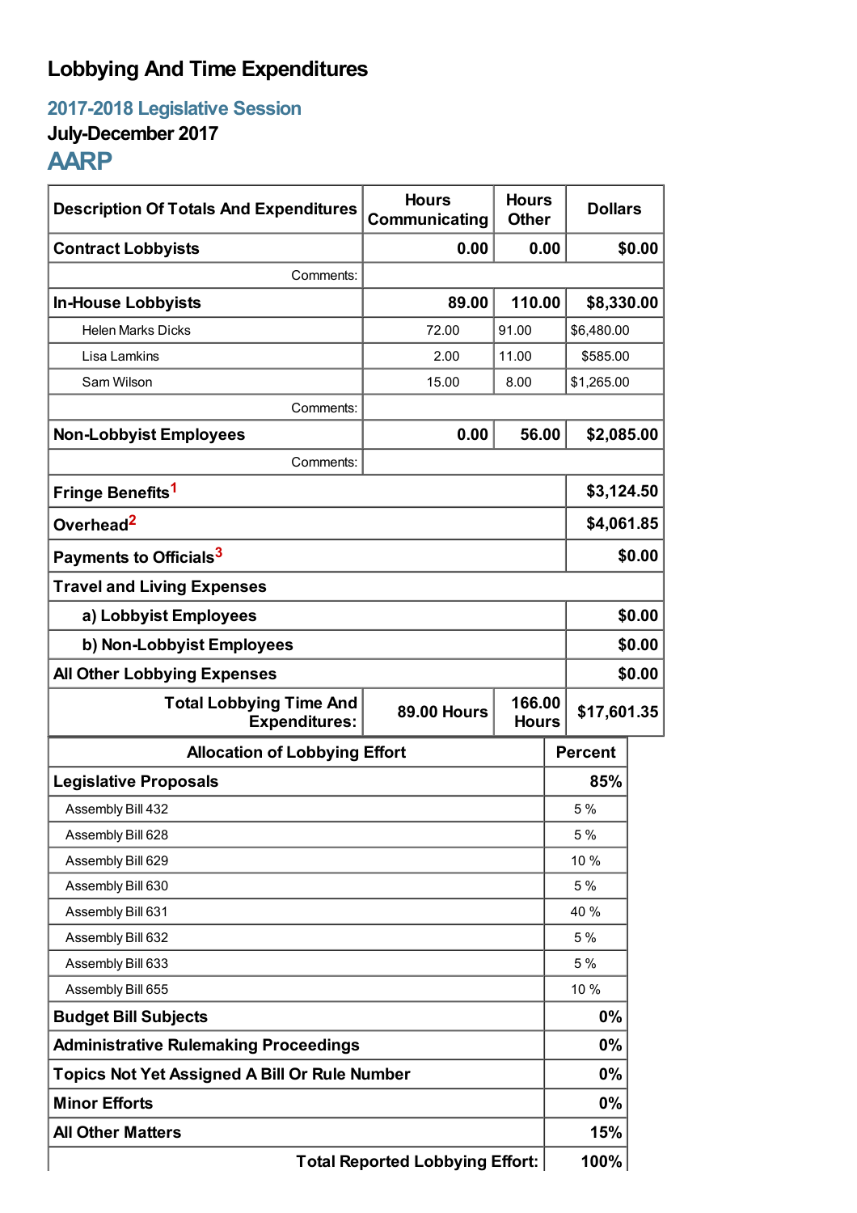# Lobbying And Time Expenditures

## 2017-2018 Legislative Session

### July-December 2017

## AARP

| Description Of Totals And Expenditures | Hours Communicating | Hours Other | Dollars |
|---|---|---|---|
| **Contract Lobbyists** | **0.00** | **0.00** | **$0.00** |
| Comments: | | | |
| **In-House Lobbyists** | **89.00** | **110.00** | **$8,330.00** |
| Helen Marks Dicks | 72.00 | 91.00 | $6,480.00 |
| Lisa Lamkins | 2.00 | 11.00 | $585.00 |
| Sam Wilson | 15.00 | 8.00 | $1,265.00 |
| Comments: | | | |
| **Non-Lobbyist Employees** | **0.00** | **56.00** | **$2,085.00** |
| Comments: | | | |
| **Fringe Benefits**[1] | | | **$3,124.50** |
| **Overhead**[2] | | | **$4,061.85** |
| **Payments to Officials**[3] | | | **$0.00** |
| **Travel and Living Expenses** | | | |
| **a) Lobbyist Employees** | | | **$0.00** |
| **b) Non-Lobbyist Employees** | | | **$0.00** |
| **All Other Lobbying Expenses** | | | **$0.00** |
| **Total Lobbying Time And Expenditures:** | **89.00 Hours** | **166.00 Hours** | **$17,601.35** |

| Allocation of Lobbying Effort | Percent |
|---|---|
| **Legislative Proposals** | **85%** |
| Assembly Bill 432 | 5 % |
| Assembly Bill 628 | 5 % |
| Assembly Bill 629 | 10 % |
| Assembly Bill 630 | 5 % |
| Assembly Bill 631 | 40 % |
| Assembly Bill 632 | 5 % |
| Assembly Bill 633 | 5 % |
| Assembly Bill 655 | 10 % |
| **Budget Bill Subjects** | **0%** |
| **Administrative Rulemaking Proceedings** | **0%** |
| **Topics Not Yet Assigned A Bill Or Rule Number** | **0%** |
| **Minor Efforts** | **0%** |
| **All Other Matters** | **15%** |
| **Total Reported Lobbying Effort:** | **100%** |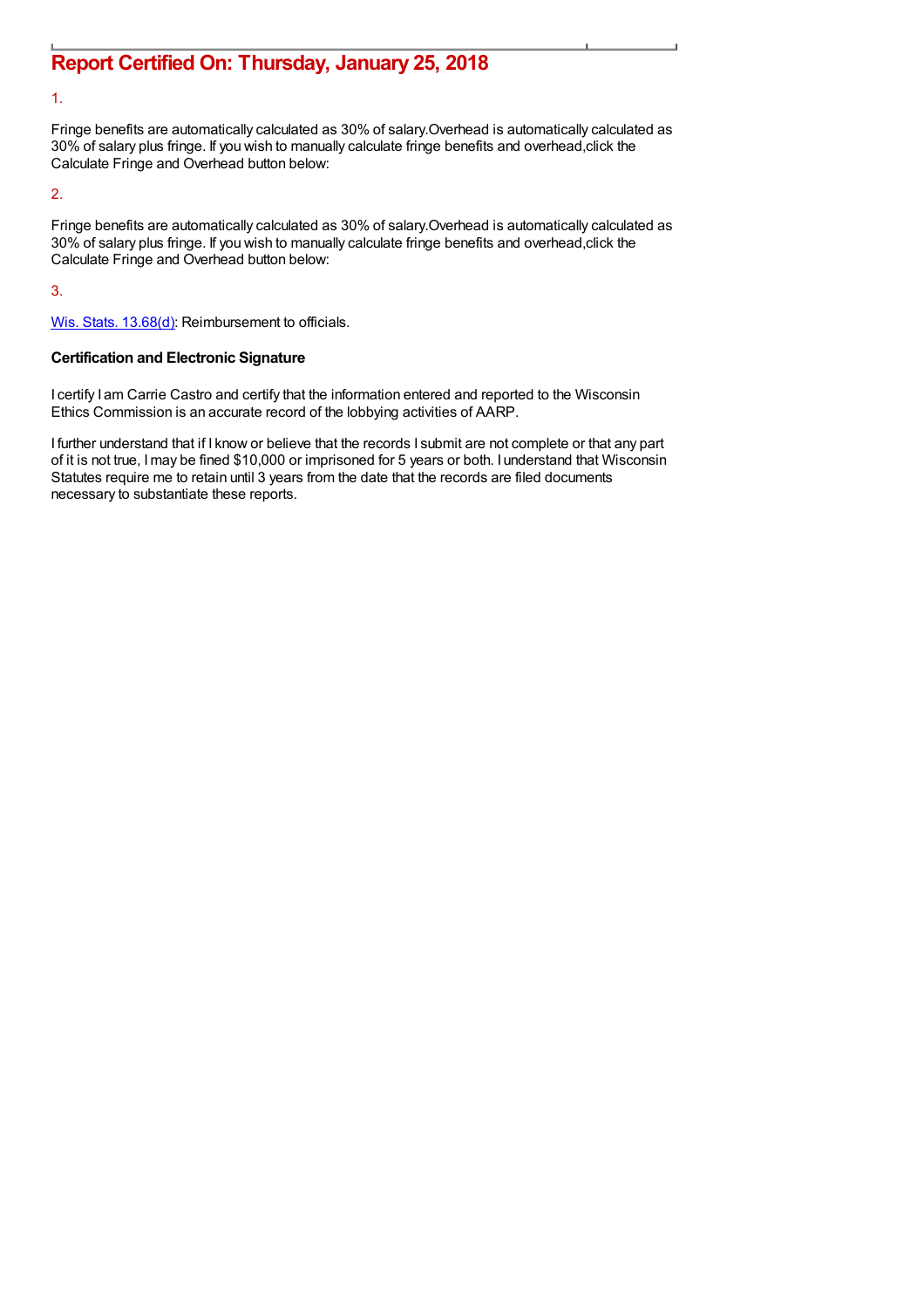# Report Certified On: Thursday, January 25, 2018

1.

Fringe benefits are automatically calculated as 30% of salary.Overhead is automatically calculated as 30% of salary plus fringe. If you wish to manually calculate fringe benefits and overhead,click the Calculate Fringe and Overhead button below:

2.

Fringe benefits are automatically calculated as 30% of salary.Overhead is automatically calculated as 30% of salary plus fringe. If you wish to manually calculate fringe benefits and overhead,click the Calculate Fringe and Overhead button below:

3.

Wis. Stats. 13.68(d): Reimbursement to officials.

**Certification and Electronic Signature**

I certify I am Carrie Castro and certify that the information entered and reported to the Wisconsin Ethics Commission is an accurate record of the lobbying activities of AARP.

I further understand that if I know or believe that the records I submit are not complete or that any part of it is not true, I may be fined $10,000 or imprisoned for 5 years or both. I understand that Wisconsin Statutes require me to retain until 3 years from the date that the records are filed documents necessary to substantiate these reports.